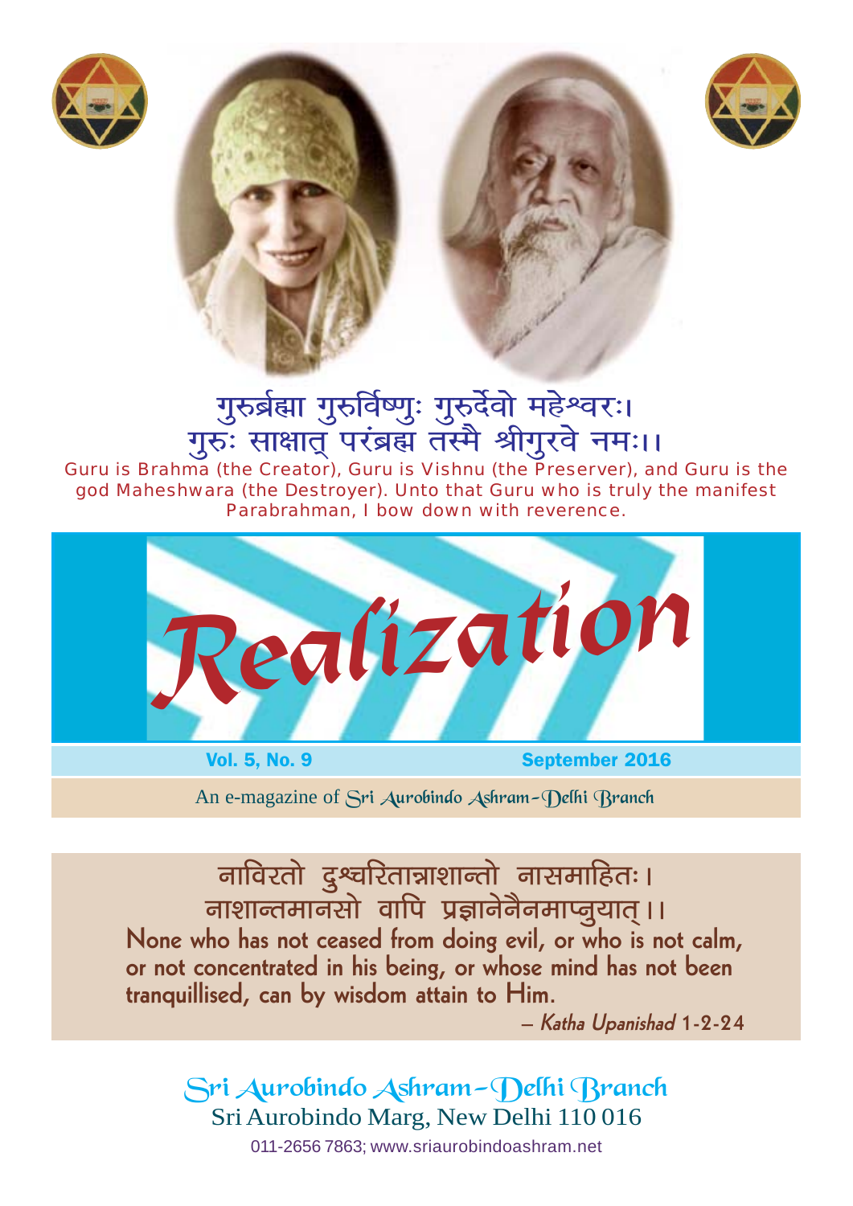गुरुर्ब्रह्मा गुरुर्विष्णुः गुरुर्देवो महेश्वरः।
गुरुः साक्षात् परंब्रह्म तस्मै श्रीगुरवे नमः।।

Guru is Brahma (the Creator), Guru is Vishnu (the Preserver), and Guru is the god Maheshwara (the Destroyer). Unto that Guru who is truly the manifest Parabrahman, I bow down with reverence.

# Realization

**Vol. 5, No. 9** **September 2016**

An e-magazine of Sri Aurobindo Ashram–Delhi Branch

नाविरतो दुश्चरितान्नाशान्तो नासमाहितः।
नाशान्तमानसो वापि प्रज्ञानेनैनमाप्नुयात्।।

**None who has not ceased from doing evil, or who is not calm, or not concentrated in his being, or whose mind has not been tranquillised, can by wisdom attain to Him.**

— *Katha Upanishad* 1-2-24

Sri Aurobindo Ashram–Delhi Branch
Sri Aurobindo Marg, New Delhi 110 016
011-2656 7863; www.sriaurobindoashram.net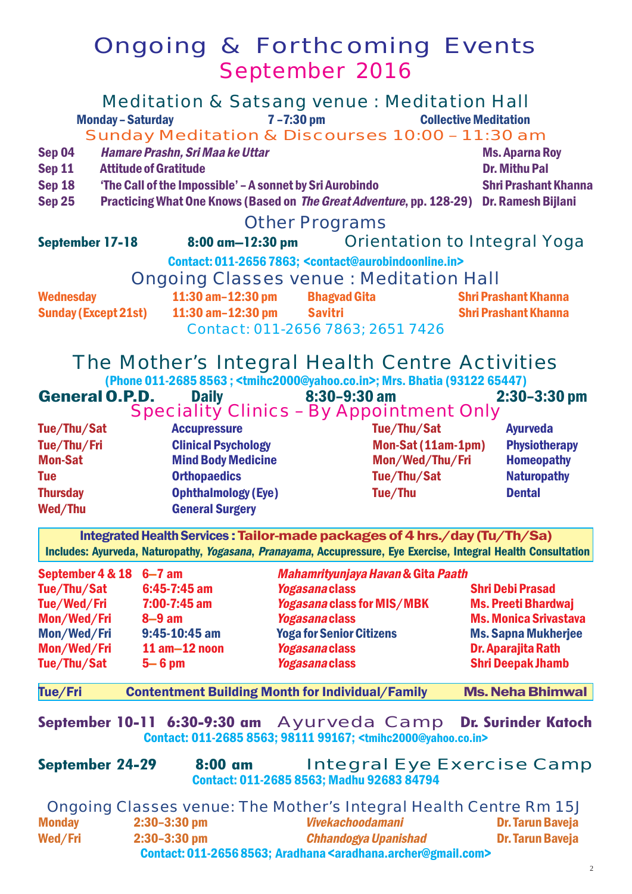# Ongoing & Forthcoming Events
## September 2016

### Meditation & Satsang venue : Meditation Hall

**Monday – Saturday** 7 –7:30 pm **Collective Meditation**

### Sunday Meditation & Discourses 10:00 – 11:30 am

| Date | Topic | Speaker |
|---|---|---|
| Sep 04 | *Hamare Prashn, Sri Maa ke Uttar* | Ms. Aparna Roy |
| Sep 11 | Attitude of Gratitude | Dr. Mithu Pal |
| Sep 18 | 'The Call of the Impossible' – A sonnet by Sri Aurobindo | Shri Prashant Khanna |
| Sep 25 | Practicing What One Knows (Based on *The Great Adventure*, pp. 128-29) | Dr. Ramesh Bijlani |

### Other Programs

**September 17-18** 8:00 am—12:30 pm Orientation to Integral Yoga

Contact: 011-2656 7863; <contact@aurobindoonline.in>

### Ongoing Classes venue : Meditation Hall

| Day | Time | Class | Teacher |
|---|---|---|---|
| Wednesday | 11:30 am–12:30 pm | Bhagvad Gita | Shri Prashant Khanna |
| Sunday (Except 21st) | 11:30 am–12:30 pm | Savitri | Shri Prashant Khanna |

Contact: 011-2656 7863; 2651 7426

## The Mother's Integral Health Centre Activities

(Phone 011-2685 8563 ; <tmihc2000@yahoo.co.in>; Mrs. Bhatia (93122 65447)

**General O.P.D.** Daily 8:30–9:30 am 2:30–3:30 pm

### Speciality Clinics – By Appointment Only

| Days | Clinic | Days | Clinic |
|---|---|---|---|
| Tue/Thu/Sat | Accupressure | Tue/Thu/Sat | Ayurveda |
| Tue/Thu/Fri | Clinical Psychology | Mon-Sat (11am-1pm) | Physiotherapy |
| Mon-Sat | Mind Body Medicine | Mon/Wed/Thu/Fri | Homeopathy |
| Tue | Orthopaedics | Tue/Thu/Sat | Naturopathy |
| Thursday | Ophthalmology (Eye) | Tue/Thu | Dental |
| Wed/Thu | General Surgery | | |

**Integrated Health Services : Tailor-made packages of 4 hrs./day (Tu/Th/Sa)**
Includes: Ayurveda, Naturopathy, *Yogasana*, *Pranayama*, Accupressure, Eye Exercise, Integral Health Consultation

| Day | Time | Activity | Teacher |
|---|---|---|---|
| September 4 & 18 | 6–7 am | *Mahamrityunjaya Havan* & Gita *Paath* | |
| Tue/Thu/Sat | 6:45-7:45 am | *Yogasana* class | Shri Debi Prasad |
| Tue/Wed/Fri | 7:00-7:45 am | *Yogasana* class for MIS/MBK | Ms. Preeti Bhardwaj |
| Mon/Wed/Fri | 8–9 am | *Yogasana* class | Ms. Monica Srivastava |
| Mon/Wed/Fri | 9:45-10:45 am | Yoga for Senior Citizens | Ms. Sapna Mukherjee |
| Mon/Wed/Fri | 11 am–12 noon | *Yogasana* class | Dr. Aparajita Rath |
| Tue/Thu/Sat | 5– 6 pm | *Yogasana* class | Shri Deepak Jhamb |

**Tue/Fri** Contentment Building Month for Individual/Family **Ms. Neha Bhimwal**

**September 10-11** 6:30-9:30 am Ayurveda Camp **Dr. Surinder Katoch**

Contact: 011-2685 8563; 98111 99167; <tmihc2000@yahoo.co.in>

**September 24-29** 8:00 am Integral Eye Exercise Camp

Contact: 011-2685 8563; Madhu 92683 84794

### Ongoing Classes venue: The Mother's Integral Health Centre Rm 15J

| Day | Time | Class | Teacher |
|---|---|---|---|
| Monday | 2:30–3:30 pm | *Vivekachoodamani* | Dr. Tarun Baveja |
| Wed/Fri | 2:30–3:30 pm | *Chhandogya Upanishad* | Dr. Tarun Baveja |

Contact: 011-2656 8563; Aradhana <aradhana.archer@gmail.com>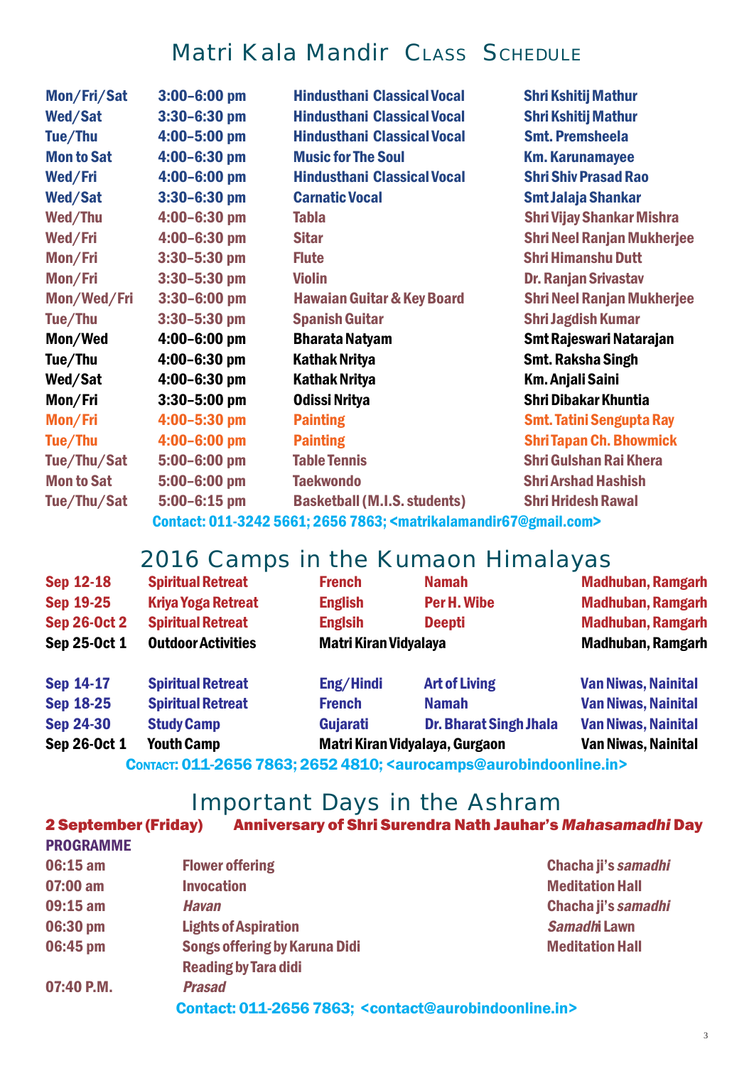# Matri Kala Mandir Class Schedule

| | | | |
|---|---|---|---|
| Mon/Fri/Sat | 3:00–6:00 pm | Hindusthani Classical Vocal | Shri Kshitij Mathur |
| Wed/Sat | 3:30–6:30 pm | Hindusthani Classical Vocal | Shri Kshitij Mathur |
| Tue/Thu | 4:00–5:00 pm | Hindusthani Classical Vocal | Smt. Premsheela |
| Mon to Sat | 4:00–6:30 pm | Music for The Soul | Km. Karunamayee |
| Wed/Fri | 4:00–6:00 pm | Hindusthani Classical Vocal | Shri Shiv Prasad Rao |
| Wed/Sat | 3:30–6:30 pm | Carnatic Vocal | Smt Jalaja Shankar |
| Wed/Thu | 4:00–6:30 pm | Tabla | Shri Vijay Shankar Mishra |
| Wed/Fri | 4:00–6:30 pm | Sitar | Shri Neel Ranjan Mukherjee |
| Mon/Fri | 3:30–5:30 pm | Flute | Shri Himanshu Dutt |
| Mon/Fri | 3:30–5:30 pm | Violin | Dr. Ranjan Srivastav |
| Mon/Wed/Fri | 3:30–6:00 pm | Hawaian Guitar & Key Board | Shri Neel Ranjan Mukherjee |
| Tue/Thu | 3:30–5:30 pm | Spanish Guitar | Shri Jagdish Kumar |
| Mon/Wed | 4:00–6:00 pm | Bharata Natyam | Smt Rajeswari Natarajan |
| Tue/Thu | 4:00–6:30 pm | Kathak Nritya | Smt. Raksha Singh |
| Wed/Sat | 4:00–6:30 pm | Kathak Nritya | Km. Anjali Saini |
| Mon/Fri | 3:30–5:00 pm | Odissi Nritya | Shri Dibakar Khuntia |
| Mon/Fri | 4:00–5:30 pm | Painting | Smt. Tatini Sengupta Ray |
| Tue/Thu | 4:00–6:00 pm | Painting | Shri Tapan Ch. Bhowmick |
| Tue/Thu/Sat | 5:00–6:00 pm | Table Tennis | Shri Gulshan Rai Khera |
| Mon to Sat | 5:00–6:00 pm | Taekwondo | Shri Arshad Hashish |
| Tue/Thu/Sat | 5:00–6:15 pm | Basketball (M.I.S. students) | Shri Hridesh Rawal |

Contact: 011-3242 5661; 2656 7863; <matrikalamandir67@gmail.com>

# 2016 Camps in the Kumaon Himalayas

| | | | | |
|---|---|---|---|---|
| Sep 12-18 | Spiritual Retreat | French | Namah | Madhuban, Ramgarh |
| Sep 19-25 | Kriya Yoga Retreat | English | Per H. Wibe | Madhuban, Ramgarh |
| Sep 26-Oct 2 | Spiritual Retreat | Englsih | Deepti | Madhuban, Ramgarh |
| Sep 25-Oct 1 | Outdoor Activities | Matri Kiran Vidyalaya | | Madhuban, Ramgarh |
| Sep 14-17 | Spiritual Retreat | Eng/Hindi | Art of Living | Van Niwas, Nainital |
| Sep 18-25 | Spiritual Retreat | French | Namah | Van Niwas, Nainital |
| Sep 24-30 | Study Camp | Gujarati | Dr. Bharat Singh Jhala | Van Niwas, Nainital |
| Sep 26-Oct 1 | Youth Camp | Matri Kiran Vidyalaya, Gurgaon | | Van Niwas, Nainital |

Contact: 011-2656 7863; 2652 4810; <aurocamps@aurobindoonline.in>

# Important Days in the Ashram

**2 September (Friday)** — **Anniversary of Shri Surendra Nath Jauhar's *Mahasamadhi* Day**

**PROGRAMME**

| | | |
|---|---|---|
| 06:15 am | Flower offering | Chacha ji's *samadhi* |
| 07:00 am | Invocation | Meditation Hall |
| 09:15 am | *Havan* | Chacha ji's *samadhi* |
| 06:30 pm | Lights of Aspiration | *Samadhi* Lawn |
| 06:45 pm | Songs offering by Karuna Didi | Meditation Hall |
| | Reading by Tara didi | |
| 07:40 P.M. | *Prasad* | |

Contact: 011-2656 7863; <contact@aurobindoonline.in>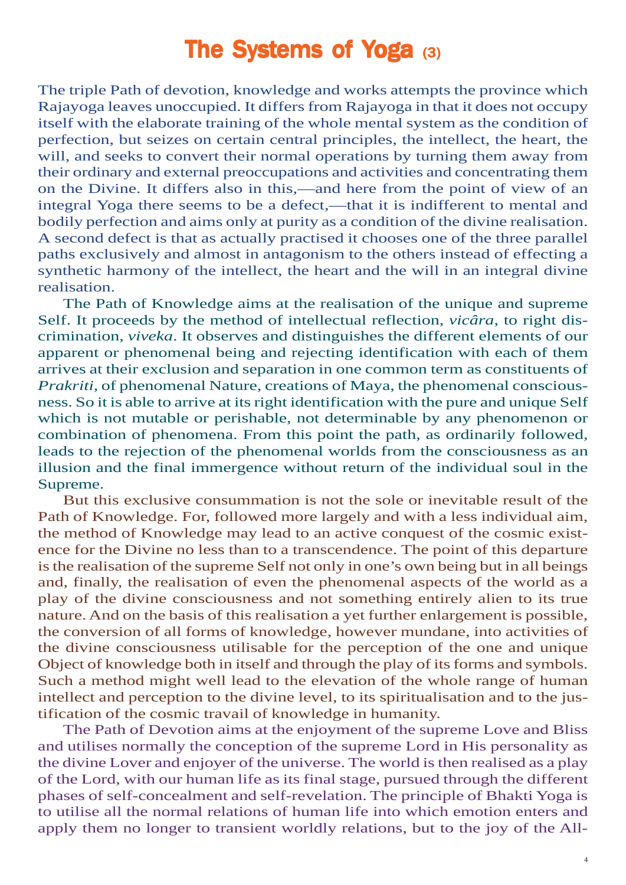# The Systems of Yoga (3)

The triple Path of devotion, knowledge and works attempts the province which Rajayoga leaves unoccupied. It differs from Rajayoga in that it does not occupy itself with the elaborate training of the whole mental system as the condition of perfection, but seizes on certain central principles, the intellect, the heart, the will, and seeks to convert their normal operations by turning them away from their ordinary and external preoccupations and activities and concentrating them on the Divine. It differs also in this,—and here from the point of view of an integral Yoga there seems to be a defect,—that it is indifferent to mental and bodily perfection and aims only at purity as a condition of the divine realisation. A second defect is that as actually practised it chooses one of the three parallel paths exclusively and almost in antagonism to the others instead of effecting a synthetic harmony of the intellect, the heart and the will in an integral divine realisation.

The Path of Knowledge aims at the realisation of the unique and supreme Self. It proceeds by the method of intellectual reflection, *vicâra*, to right discrimination, *viveka*. It observes and distinguishes the different elements of our apparent or phenomenal being and rejecting identification with each of them arrives at their exclusion and separation in one common term as constituents of *Prakriti*, of phenomenal Nature, creations of Maya, the phenomenal consciousness. So it is able to arrive at its right identification with the pure and unique Self which is not mutable or perishable, not determinable by any phenomenon or combination of phenomena. From this point the path, as ordinarily followed, leads to the rejection of the phenomenal worlds from the consciousness as an illusion and the final immergence without return of the individual soul in the Supreme.

But this exclusive consummation is not the sole or inevitable result of the Path of Knowledge. For, followed more largely and with a less individual aim, the method of Knowledge may lead to an active conquest of the cosmic existence for the Divine no less than to a transcendence. The point of this departure is the realisation of the supreme Self not only in one's own being but in all beings and, finally, the realisation of even the phenomenal aspects of the world as a play of the divine consciousness and not something entirely alien to its true nature. And on the basis of this realisation a yet further enlargement is possible, the conversion of all forms of knowledge, however mundane, into activities of the divine consciousness utilisable for the perception of the one and unique Object of knowledge both in itself and through the play of its forms and symbols. Such a method might well lead to the elevation of the whole range of human intellect and perception to the divine level, to its spiritualisation and to the justification of the cosmic travail of knowledge in humanity.

The Path of Devotion aims at the enjoyment of the supreme Love and Bliss and utilises normally the conception of the supreme Lord in His personality as the divine Lover and enjoyer of the universe. The world is then realised as a play of the Lord, with our human life as its final stage, pursued through the different phases of self-concealment and self-revelation. The principle of Bhakti Yoga is to utilise all the normal relations of human life into which emotion enters and apply them no longer to transient worldly relations, but to the joy of the All-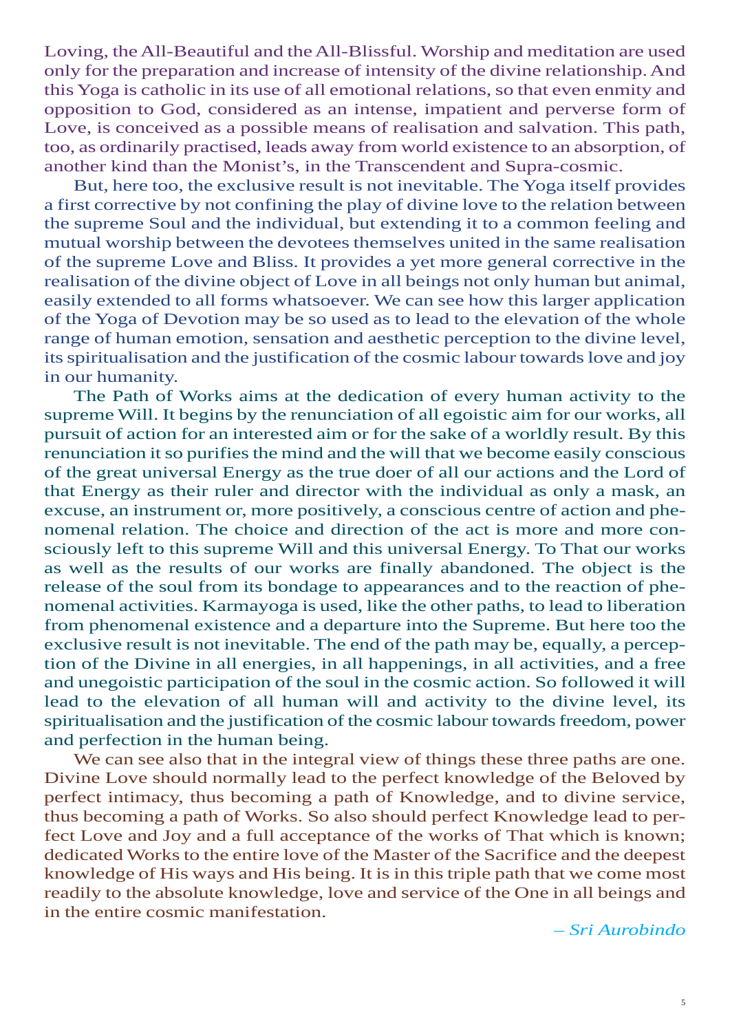Loving, the All-Beautiful and the All-Blissful. Worship and meditation are used only for the preparation and increase of intensity of the divine relationship. And this Yoga is catholic in its use of all emotional relations, so that even enmity and opposition to God, considered as an intense, impatient and perverse form of Love, is conceived as a possible means of realisation and salvation. This path, too, as ordinarily practised, leads away from world existence to an absorption, of another kind than the Monist's, in the Transcendent and Supra-cosmic.

But, here too, the exclusive result is not inevitable. The Yoga itself provides a first corrective by not confining the play of divine love to the relation between the supreme Soul and the individual, but extending it to a common feeling and mutual worship between the devotees themselves united in the same realisation of the supreme Love and Bliss. It provides a yet more general corrective in the realisation of the divine object of Love in all beings not only human but animal, easily extended to all forms whatsoever. We can see how this larger application of the Yoga of Devotion may be so used as to lead to the elevation of the whole range of human emotion, sensation and aesthetic perception to the divine level, its spiritualisation and the justification of the cosmic labour towards love and joy in our humanity.

The Path of Works aims at the dedication of every human activity to the supreme Will. It begins by the renunciation of all egoistic aim for our works, all pursuit of action for an interested aim or for the sake of a worldly result. By this renunciation it so purifies the mind and the will that we become easily conscious of the great universal Energy as the true doer of all our actions and the Lord of that Energy as their ruler and director with the individual as only a mask, an excuse, an instrument or, more positively, a conscious centre of action and phenomenal relation. The choice and direction of the act is more and more consciously left to this supreme Will and this universal Energy. To That our works as well as the results of our works are finally abandoned. The object is the release of the soul from its bondage to appearances and to the reaction of phenomenal activities. Karmayoga is used, like the other paths, to lead to liberation from phenomenal existence and a departure into the Supreme. But here too the exclusive result is not inevitable. The end of the path may be, equally, a perception of the Divine in all energies, in all happenings, in all activities, and a free and unegoistic participation of the soul in the cosmic action. So followed it will lead to the elevation of all human will and activity to the divine level, its spiritualisation and the justification of the cosmic labour towards freedom, power and perfection in the human being.

We can see also that in the integral view of things these three paths are one. Divine Love should normally lead to the perfect knowledge of the Beloved by perfect intimacy, thus becoming a path of Knowledge, and to divine service, thus becoming a path of Works. So also should perfect Knowledge lead to perfect Love and Joy and a full acceptance of the works of That which is known; dedicated Works to the entire love of the Master of the Sacrifice and the deepest knowledge of His ways and His being. It is in this triple path that we come most readily to the absolute knowledge, love and service of the One in all beings and in the entire cosmic manifestation.

*– Sri Aurobindo*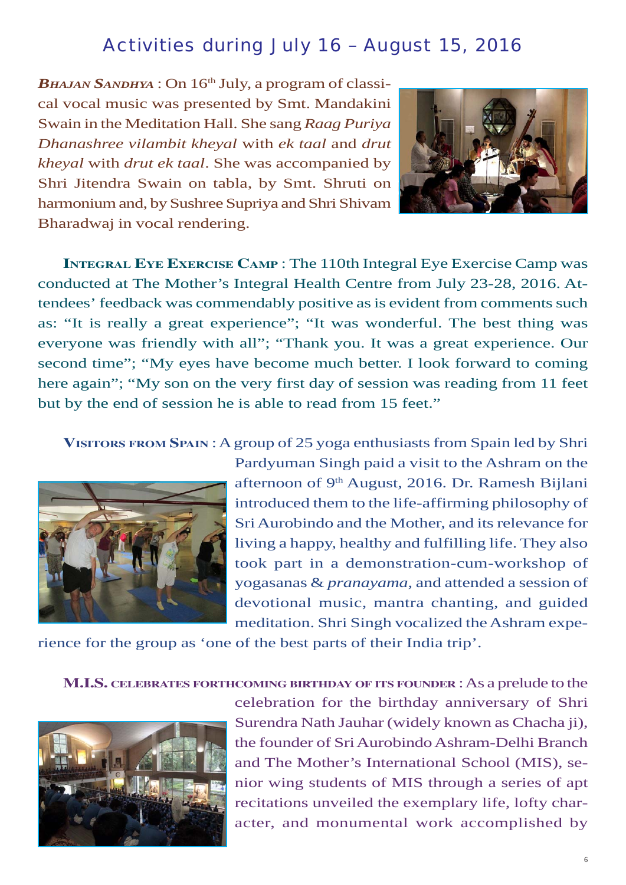## Activities during July 16 – August 15, 2016

***Bhajan Sandhya*** : On 16th July, a program of classical vocal music was presented by Smt. Mandakini Swain in the Meditation Hall. She sang *Raag Puriya Dhanashree vilambit kheyal* with *ek taal* and *drut kheyal* with *drut ek taal*. She was accompanied by Shri Jitendra Swain on tabla, by Smt. Shruti on harmonium and, by Sushree Supriya and Shri Shivam Bharadwaj in vocal rendering.

**Integral Eye Exercise Camp** : The 110th Integral Eye Exercise Camp was conducted at The Mother's Integral Health Centre from July 23-28, 2016. Attendees' feedback was commendably positive as is evident from comments such as: "It is really a great experience"; "It was wonderful. The best thing was everyone was friendly with all"; "Thank you. It was a great experience. Our second time"; "My eyes have become much better. I look forward to coming here again"; "My son on the very first day of session was reading from 11 feet but by the end of session he is able to read from 15 feet."

**Visitors from Spain** : A group of 25 yoga enthusiasts from Spain led by Shri Pardyuman Singh paid a visit to the Ashram on the afternoon of 9th August, 2016. Dr. Ramesh Bijlani introduced them to the life-affirming philosophy of Sri Aurobindo and the Mother, and its relevance for living a happy, healthy and fulfilling life. They also took part in a demonstration-cum-workshop of yogasanas & *pranayama*, and attended a session of devotional music, mantra chanting, and guided meditation. Shri Singh vocalized the Ashram experience for the group as 'one of the best parts of their India trip'.

**M.I.S. celebrates forthcoming birthday of its founder** : As a prelude to the celebration for the birthday anniversary of Shri Surendra Nath Jauhar (widely known as Chacha ji), the founder of Sri Aurobindo Ashram-Delhi Branch and The Mother's International School (MIS), senior wing students of MIS through a series of apt recitations unveiled the exemplary life, lofty character, and monumental work accomplished by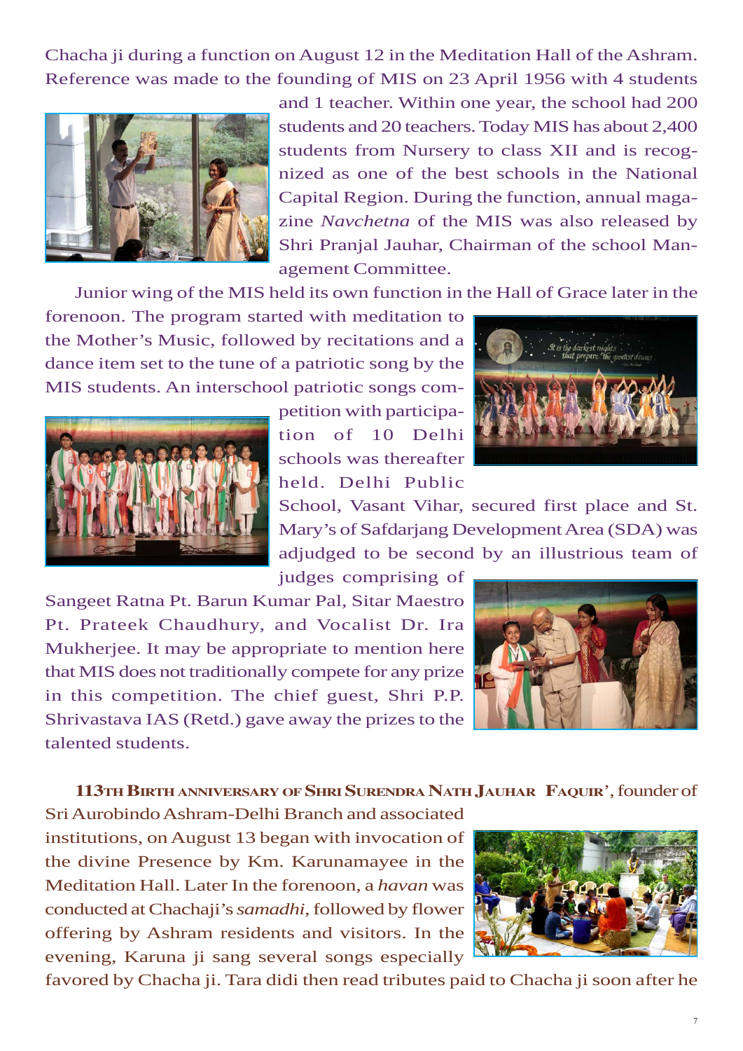Chacha ji during a function on August 12 in the Meditation Hall of the Ashram. Reference was made to the founding of MIS on 23 April 1956 with 4 students and 1 teacher. Within one year, the school had 200 students and 20 teachers. Today MIS has about 2,400 students from Nursery to class XII and is recognized as one of the best schools in the National Capital Region. During the function, annual magazine *Navchetna* of the MIS was also released by Shri Pranjal Jauhar, Chairman of the school Management Committee.

Junior wing of the MIS held its own function in the Hall of Grace later in the forenoon. The program started with meditation to the Mother's Music, followed by recitations and a dance item set to the tune of a patriotic song by the MIS students. An interschool patriotic songs competition with participation of 10 Delhi schools was thereafter held. Delhi Public School, Vasant Vihar, secured first place and St. Mary's of Safdarjang Development Area (SDA) was adjudged to be second by an illustrious team of judges comprising of Sangeet Ratna Pt. Barun Kumar Pal, Sitar Maestro Pt. Prateek Chaudhury, and Vocalist Dr. Ira Mukherjee. It may be appropriate to mention here that MIS does not traditionally compete for any prize in this competition. The chief guest, Shri P.P. Shrivastava IAS (Retd.) gave away the prizes to the talented students.

**113TH BIRTH ANNIVERSARY OF SHRI SURENDRA NATH JAUHAR FAQUIR'**, founder of Sri Aurobindo Ashram-Delhi Branch and associated institutions, on August 13 began with invocation of the divine Presence by Km. Karunamayee in the Meditation Hall. Later In the forenoon, a *havan* was conducted at Chachaji's *samadhi*, followed by flower offering by Ashram residents and visitors. In the evening, Karuna ji sang several songs especially favored by Chacha ji. Tara didi then read tributes paid to Chacha ji soon after he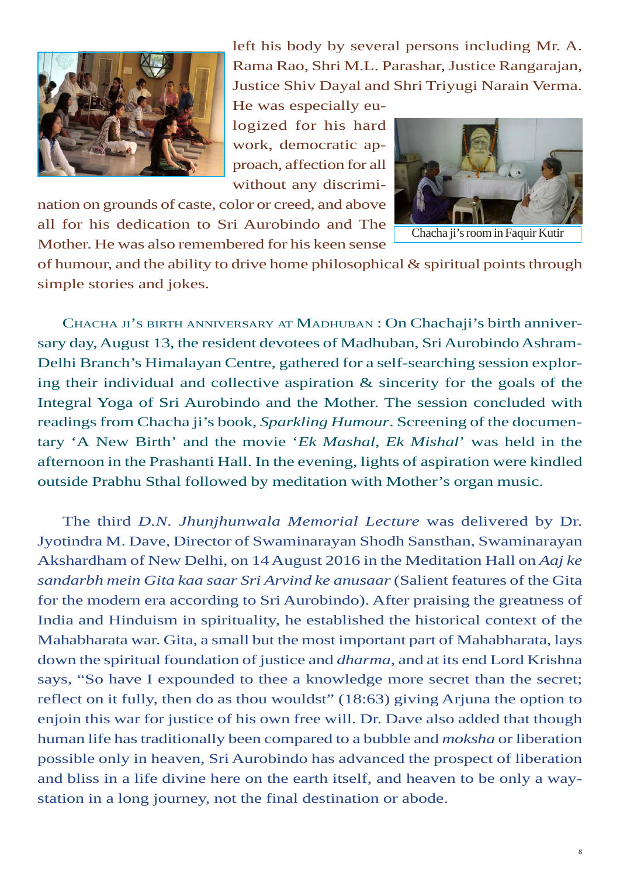left his body by several persons including Mr. A. Rama Rao, Shri M.L. Parashar, Justice Rangarajan, Justice Shiv Dayal and Shri Triyugi Narain Verma. He was especially eulogized for his hard work, democratic approach, affection for all without any discrimination on grounds of caste, color or creed, and above all for his dedication to Sri Aurobindo and The Mother. He was also remembered for his keen sense of humour, and the ability to drive home philosophical & spiritual points through simple stories and jokes.

Chacha ji's room in Faquir Kutir

CHACHA JI'S BIRTH ANNIVERSARY AT MADHUBAN : On Chachaji's birth anniversary day, August 13, the resident devotees of Madhuban, Sri Aurobindo Ashram-Delhi Branch's Himalayan Centre, gathered for a self-searching session exploring their individual and collective aspiration & sincerity for the goals of the Integral Yoga of Sri Aurobindo and the Mother. The session concluded with readings from Chacha ji's book, *Sparkling Humour*. Screening of the documentary 'A New Birth' and the movie '*Ek Mashal, Ek Mishal*' was held in the afternoon in the Prashanti Hall. In the evening, lights of aspiration were kindled outside Prabhu Sthal followed by meditation with Mother's organ music.

The third *D.N. Jhunjhunwala Memorial Lecture* was delivered by Dr. Jyotindra M. Dave, Director of Swaminarayan Shodh Sansthan, Swaminarayan Akshardham of New Delhi, on 14 August 2016 in the Meditation Hall on *Aaj ke sandarbh mein Gita kaa saar Sri Arvind ke anusaar* (Salient features of the Gita for the modern era according to Sri Aurobindo). After praising the greatness of India and Hinduism in spirituality, he established the historical context of the Mahabharata war. Gita, a small but the most important part of Mahabharata, lays down the spiritual foundation of justice and *dharma*, and at its end Lord Krishna says, "So have I expounded to thee a knowledge more secret than the secret; reflect on it fully, then do as thou wouldst" (18:63) giving Arjuna the option to enjoin this war for justice of his own free will. Dr. Dave also added that though human life has traditionally been compared to a bubble and *moksha* or liberation possible only in heaven, Sri Aurobindo has advanced the prospect of liberation and bliss in a life divine here on the earth itself, and heaven to be only a way-station in a long journey, not the final destination or abode.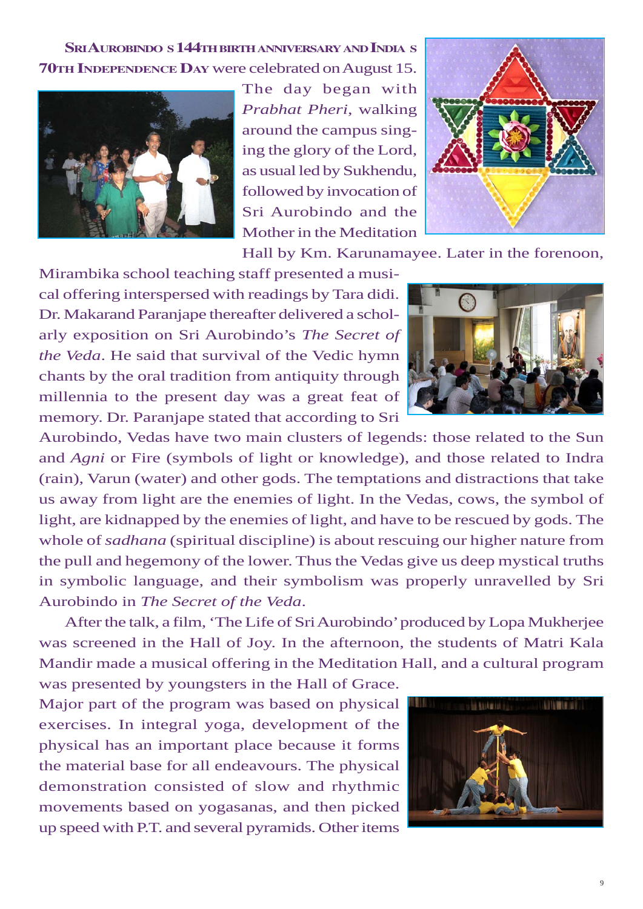**SRI AUROBINDO'S 144TH BIRTH ANNIVERSARY AND INDIA'S 70TH INDEPENDENCE DAY** were celebrated on August 15. The day began with *Prabhat Pheri*, walking around the campus singing the glory of the Lord, as usual led by Sukhendu, followed by invocation of Sri Aurobindo and the Mother in the Meditation Hall by Km. Karunamayee. Later in the forenoon, Mirambika school teaching staff presented a musical offering interspersed with readings by Tara didi. Dr. Makarand Paranjape thereafter delivered a scholarly exposition on Sri Aurobindo's *The Secret of the Veda*. He said that survival of the Vedic hymn chants by the oral tradition from antiquity through millennia to the present day was a great feat of memory. Dr. Paranjape stated that according to Sri Aurobindo, Vedas have two main clusters of legends: those related to the Sun and *Agni* or Fire (symbols of light or knowledge), and those related to Indra (rain), Varun (water) and other gods. The temptations and distractions that take us away from light are the enemies of light. In the Vedas, cows, the symbol of light, are kidnapped by the enemies of light, and have to be rescued by gods. The whole of *sadhana* (spiritual discipline) is about rescuing our higher nature from the pull and hegemony of the lower. Thus the Vedas give us deep mystical truths in symbolic language, and their symbolism was properly unravelled by Sri Aurobindo in *The Secret of the Veda*.

After the talk, a film, 'The Life of Sri Aurobindo' produced by Lopa Mukherjee was screened in the Hall of Joy. In the afternoon, the students of Matri Kala Mandir made a musical offering in the Meditation Hall, and a cultural program was presented by youngsters in the Hall of Grace. Major part of the program was based on physical exercises. In integral yoga, development of the physical has an important place because it forms the material base for all endeavours. The physical demonstration consisted of slow and rhythmic movements based on yogasanas, and then picked up speed with P.T. and several pyramids. Other items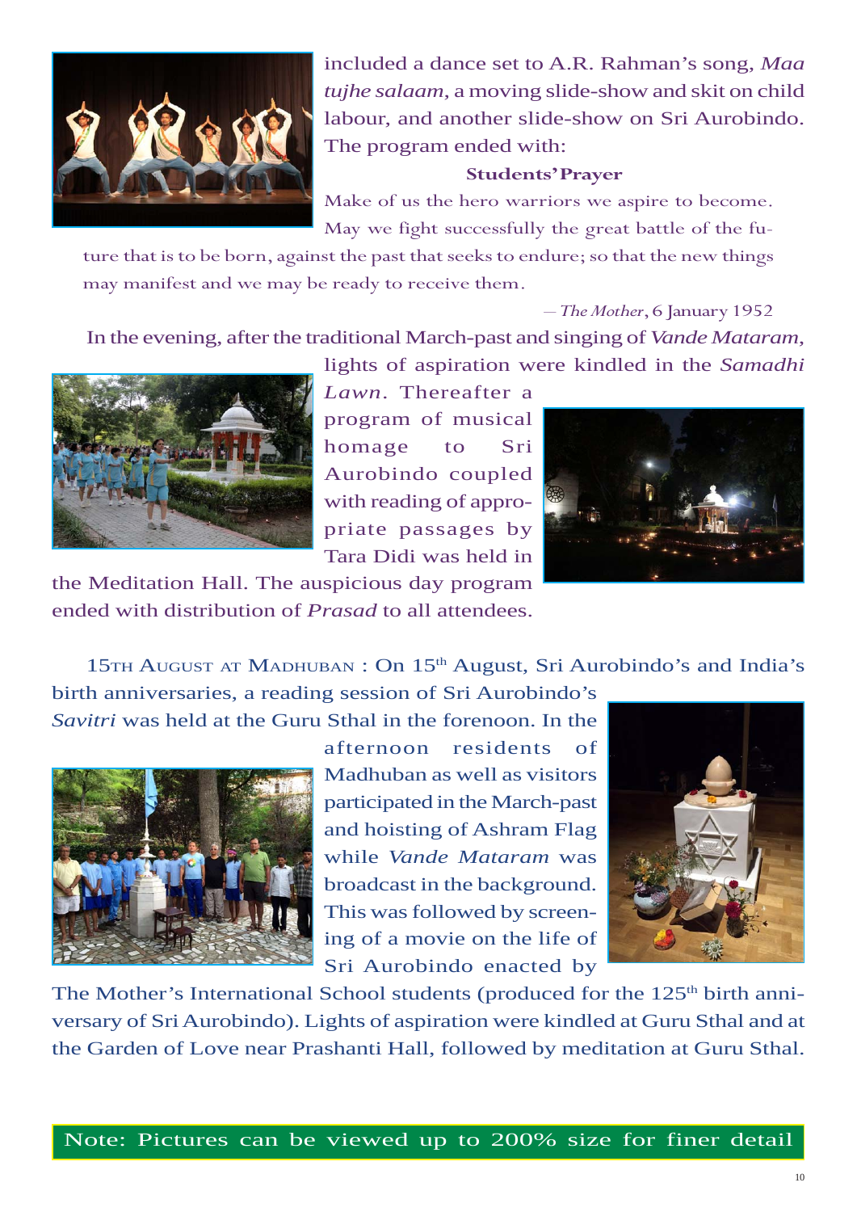included a dance set to A.R. Rahman's song, *Maa tujhe salaam*, a moving slide-show and skit on child labour, and another slide-show on Sri Aurobindo. The program ended with:

**Students' Prayer**

Make of us the hero warriors we aspire to become. May we fight successfully the great battle of the future that is to be born, against the past that seeks to endure; so that the new things may manifest and we may be ready to receive them.

– *The Mother*, 6 January 1952

In the evening, after the traditional March-past and singing of *Vande Mataram*, lights of aspiration were kindled in the *Samadhi Lawn*. Thereafter a program of musical homage to Sri Aurobindo coupled with reading of appropriate passages by Tara Didi was held in the Meditation Hall. The auspicious day program ended with distribution of *Prasad* to all attendees.

15th August at Madhuban : On 15th August, Sri Aurobindo's and India's birth anniversaries, a reading session of Sri Aurobindo's *Savitri* was held at the Guru Sthal in the forenoon. In the afternoon residents of Madhuban as well as visitors participated in the March-past and hoisting of Ashram Flag while *Vande Mataram* was broadcast in the background. This was followed by screening of a movie on the life of Sri Aurobindo enacted by The Mother's International School students (produced for the 125th birth anniversary of Sri Aurobindo). Lights of aspiration were kindled at Guru Sthal and at the Garden of Love near Prashanti Hall, followed by meditation at Guru Sthal.

Note: Pictures can be viewed up to 200% size for finer detail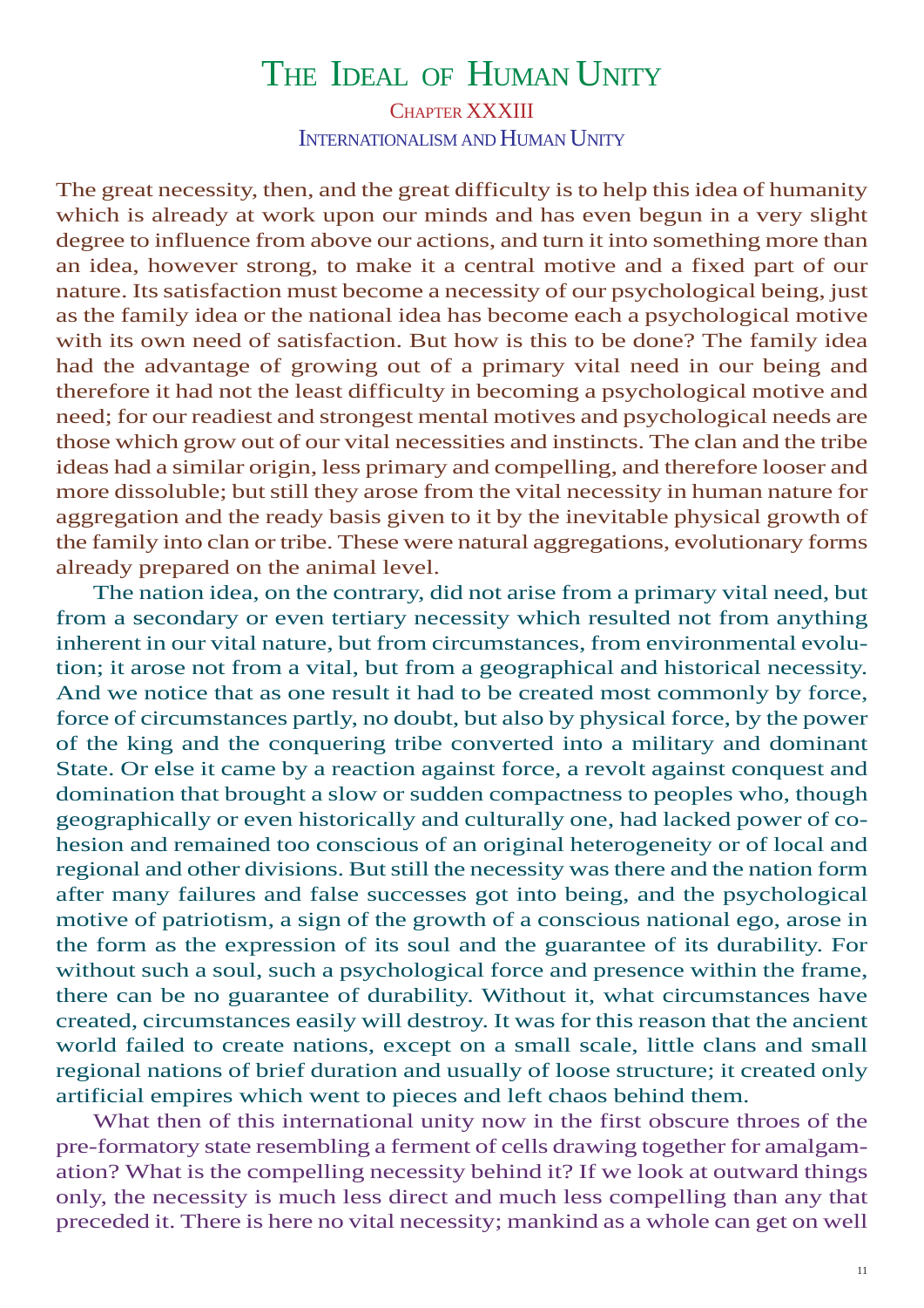# The Ideal of Human Unity

## Chapter XXXIII

### Internationalism and Human Unity

The great necessity, then, and the great difficulty is to help this idea of humanity which is already at work upon our minds and has even begun in a very slight degree to influence from above our actions, and turn it into something more than an idea, however strong, to make it a central motive and a fixed part of our nature. Its satisfaction must become a necessity of our psychological being, just as the family idea or the national idea has become each a psychological motive with its own need of satisfaction. But how is this to be done? The family idea had the advantage of growing out of a primary vital need in our being and therefore it had not the least difficulty in becoming a psychological motive and need; for our readiest and strongest mental motives and psychological needs are those which grow out of our vital necessities and instincts. The clan and the tribe ideas had a similar origin, less primary and compelling, and therefore looser and more dissoluble; but still they arose from the vital necessity in human nature for aggregation and the ready basis given to it by the inevitable physical growth of the family into clan or tribe. These were natural aggregations, evolutionary forms already prepared on the animal level.

The nation idea, on the contrary, did not arise from a primary vital need, but from a secondary or even tertiary necessity which resulted not from anything inherent in our vital nature, but from circumstances, from environmental evolution; it arose not from a vital, but from a geographical and historical necessity. And we notice that as one result it had to be created most commonly by force, force of circumstances partly, no doubt, but also by physical force, by the power of the king and the conquering tribe converted into a military and dominant State. Or else it came by a reaction against force, a revolt against conquest and domination that brought a slow or sudden compactness to peoples who, though geographically or even historically and culturally one, had lacked power of cohesion and remained too conscious of an original heterogeneity or of local and regional and other divisions. But still the necessity was there and the nation form after many failures and false successes got into being, and the psychological motive of patriotism, a sign of the growth of a conscious national ego, arose in the form as the expression of its soul and the guarantee of its durability. For without such a soul, such a psychological force and presence within the frame, there can be no guarantee of durability. Without it, what circumstances have created, circumstances easily will destroy. It was for this reason that the ancient world failed to create nations, except on a small scale, little clans and small regional nations of brief duration and usually of loose structure; it created only artificial empires which went to pieces and left chaos behind them.

What then of this international unity now in the first obscure throes of the pre-formatory state resembling a ferment of cells drawing together for amalgamation? What is the compelling necessity behind it? If we look at outward things only, the necessity is much less direct and much less compelling than any that preceded it. There is here no vital necessity; mankind as a whole can get on well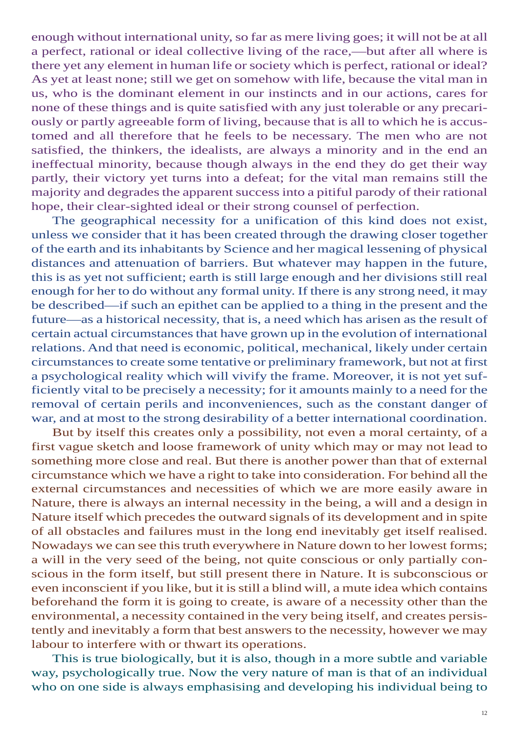enough without international unity, so far as mere living goes; it will not be at all a perfect, rational or ideal collective living of the race,—but after all where is there yet any element in human life or society which is perfect, rational or ideal? As yet at least none; still we get on somehow with life, because the vital man in us, who is the dominant element in our instincts and in our actions, cares for none of these things and is quite satisfied with any just tolerable or any precariously or partly agreeable form of living, because that is all to which he is accustomed and all therefore that he feels to be necessary. The men who are not satisfied, the thinkers, the idealists, are always a minority and in the end an ineffectual minority, because though always in the end they do get their way partly, their victory yet turns into a defeat; for the vital man remains still the majority and degrades the apparent success into a pitiful parody of their rational hope, their clear-sighted ideal or their strong counsel of perfection.

The geographical necessity for a unification of this kind does not exist, unless we consider that it has been created through the drawing closer together of the earth and its inhabitants by Science and her magical lessening of physical distances and attenuation of barriers. But whatever may happen in the future, this is as yet not sufficient; earth is still large enough and her divisions still real enough for her to do without any formal unity. If there is any strong need, it may be described—if such an epithet can be applied to a thing in the present and the future—as a historical necessity, that is, a need which has arisen as the result of certain actual circumstances that have grown up in the evolution of international relations. And that need is economic, political, mechanical, likely under certain circumstances to create some tentative or preliminary framework, but not at first a psychological reality which will vivify the frame. Moreover, it is not yet sufficiently vital to be precisely a necessity; for it amounts mainly to a need for the removal of certain perils and inconveniences, such as the constant danger of war, and at most to the strong desirability of a better international coordination.

But by itself this creates only a possibility, not even a moral certainty, of a first vague sketch and loose framework of unity which may or may not lead to something more close and real. But there is another power than that of external circumstance which we have a right to take into consideration. For behind all the external circumstances and necessities of which we are more easily aware in Nature, there is always an internal necessity in the being, a will and a design in Nature itself which precedes the outward signals of its development and in spite of all obstacles and failures must in the long end inevitably get itself realised. Nowadays we can see this truth everywhere in Nature down to her lowest forms; a will in the very seed of the being, not quite conscious or only partially conscious in the form itself, but still present there in Nature. It is subconscious or even inconscient if you like, but it is still a blind will, a mute idea which contains beforehand the form it is going to create, is aware of a necessity other than the environmental, a necessity contained in the very being itself, and creates persistently and inevitably a form that best answers to the necessity, however we may labour to interfere with or thwart its operations.

This is true biologically, but it is also, though in a more subtle and variable way, psychologically true. Now the very nature of man is that of an individual who on one side is always emphasising and developing his individual being to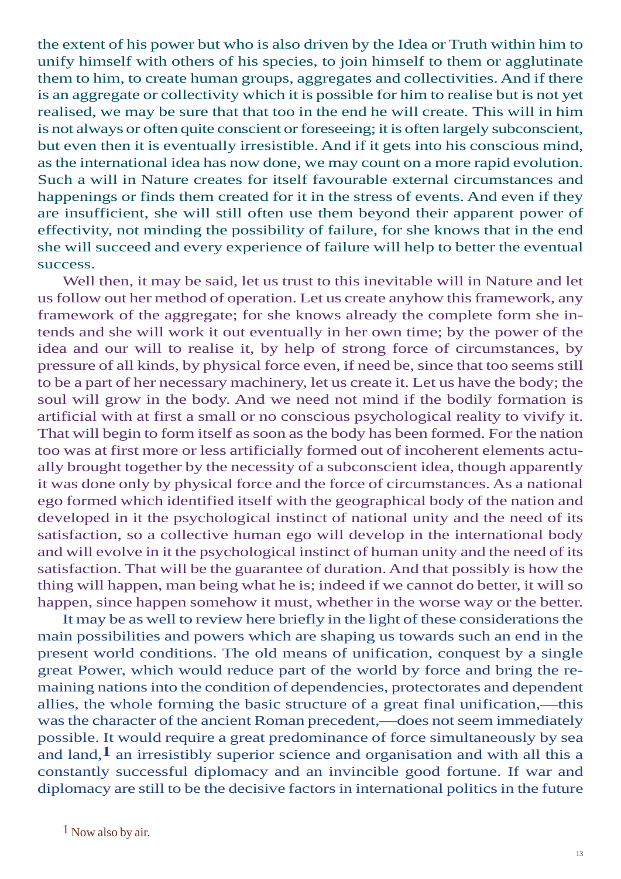the extent of his power but who is also driven by the Idea or Truth within him to unify himself with others of his species, to join himself to them or agglutinate them to him, to create human groups, aggregates and collectivities. And if there is an aggregate or collectivity which it is possible for him to realise but is not yet realised, we may be sure that that too in the end he will create. This will in him is not always or often quite conscient or foreseeing; it is often largely subconscient, but even then it is eventually irresistible. And if it gets into his conscious mind, as the international idea has now done, we may count on a more rapid evolution. Such a will in Nature creates for itself favourable external circumstances and happenings or finds them created for it in the stress of events. And even if they are insufficient, she will still often use them beyond their apparent power of effectivity, not minding the possibility of failure, for she knows that in the end she will succeed and every experience of failure will help to better the eventual success.

Well then, it may be said, let us trust to this inevitable will in Nature and let us follow out her method of operation. Let us create anyhow this framework, any framework of the aggregate; for she knows already the complete form she intends and she will work it out eventually in her own time; by the power of the idea and our will to realise it, by help of strong force of circumstances, by pressure of all kinds, by physical force even, if need be, since that too seems still to be a part of her necessary machinery, let us create it. Let us have the body; the soul will grow in the body. And we need not mind if the bodily formation is artificial with at first a small or no conscious psychological reality to vivify it. That will begin to form itself as soon as the body has been formed. For the nation too was at first more or less artificially formed out of incoherent elements actually brought together by the necessity of a subconscient idea, though apparently it was done only by physical force and the force of circumstances. As a national ego formed which identified itself with the geographical body of the nation and developed in it the psychological instinct of national unity and the need of its satisfaction, so a collective human ego will develop in the international body and will evolve in it the psychological instinct of human unity and the need of its satisfaction. That will be the guarantee of duration. And that possibly is how the thing will happen, man being what he is; indeed if we cannot do better, it will so happen, since happen somehow it must, whether in the worse way or the better.

It may be as well to review here briefly in the light of these considerations the main possibilities and powers which are shaping us towards such an end in the present world conditions. The old means of unification, conquest by a single great Power, which would reduce part of the world by force and bring the remaining nations into the condition of dependencies, protectorates and dependent allies, the whole forming the basic structure of a great final unification,—this was the character of the ancient Roman precedent,—does not seem immediately possible. It would require a great predominance of force simultaneously by sea and land,[1] an irresistibly superior science and organisation and with all this a constantly successful diplomacy and an invincible good fortune. If war and diplomacy are still to be the decisive factors in international politics in the future

[1] Now also by air.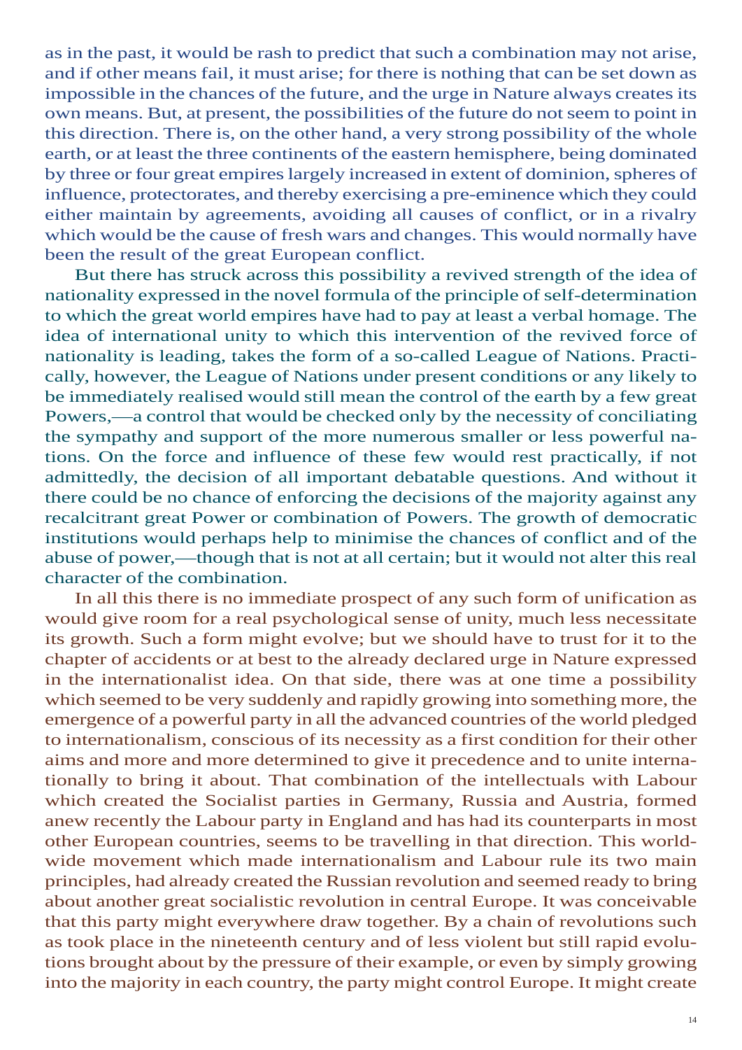as in the past, it would be rash to predict that such a combination may not arise, and if other means fail, it must arise; for there is nothing that can be set down as impossible in the chances of the future, and the urge in Nature always creates its own means. But, at present, the possibilities of the future do not seem to point in this direction. There is, on the other hand, a very strong possibility of the whole earth, or at least the three continents of the eastern hemisphere, being dominated by three or four great empires largely increased in extent of dominion, spheres of influence, protectorates, and thereby exercising a pre-eminence which they could either maintain by agreements, avoiding all causes of conflict, or in a rivalry which would be the cause of fresh wars and changes. This would normally have been the result of the great European conflict.

But there has struck across this possibility a revived strength of the idea of nationality expressed in the novel formula of the principle of self-determination to which the great world empires have had to pay at least a verbal homage. The idea of international unity to which this intervention of the revived force of nationality is leading, takes the form of a so-called League of Nations. Practically, however, the League of Nations under present conditions or any likely to be immediately realised would still mean the control of the earth by a few great Powers,—a control that would be checked only by the necessity of conciliating the sympathy and support of the more numerous smaller or less powerful nations. On the force and influence of these few would rest practically, if not admittedly, the decision of all important debatable questions. And without it there could be no chance of enforcing the decisions of the majority against any recalcitrant great Power or combination of Powers. The growth of democratic institutions would perhaps help to minimise the chances of conflict and of the abuse of power,—though that is not at all certain; but it would not alter this real character of the combination.

In all this there is no immediate prospect of any such form of unification as would give room for a real psychological sense of unity, much less necessitate its growth. Such a form might evolve; but we should have to trust for it to the chapter of accidents or at best to the already declared urge in Nature expressed in the internationalist idea. On that side, there was at one time a possibility which seemed to be very suddenly and rapidly growing into something more, the emergence of a powerful party in all the advanced countries of the world pledged to internationalism, conscious of its necessity as a first condition for their other aims and more and more determined to give it precedence and to unite internationally to bring it about. That combination of the intellectuals with Labour which created the Socialist parties in Germany, Russia and Austria, formed anew recently the Labour party in England and has had its counterparts in most other European countries, seems to be travelling in that direction. This world-wide movement which made internationalism and Labour rule its two main principles, had already created the Russian revolution and seemed ready to bring about another great socialistic revolution in central Europe. It was conceivable that this party might everywhere draw together. By a chain of revolutions such as took place in the nineteenth century and of less violent but still rapid evolutions brought about by the pressure of their example, or even by simply growing into the majority in each country, the party might control Europe. It might create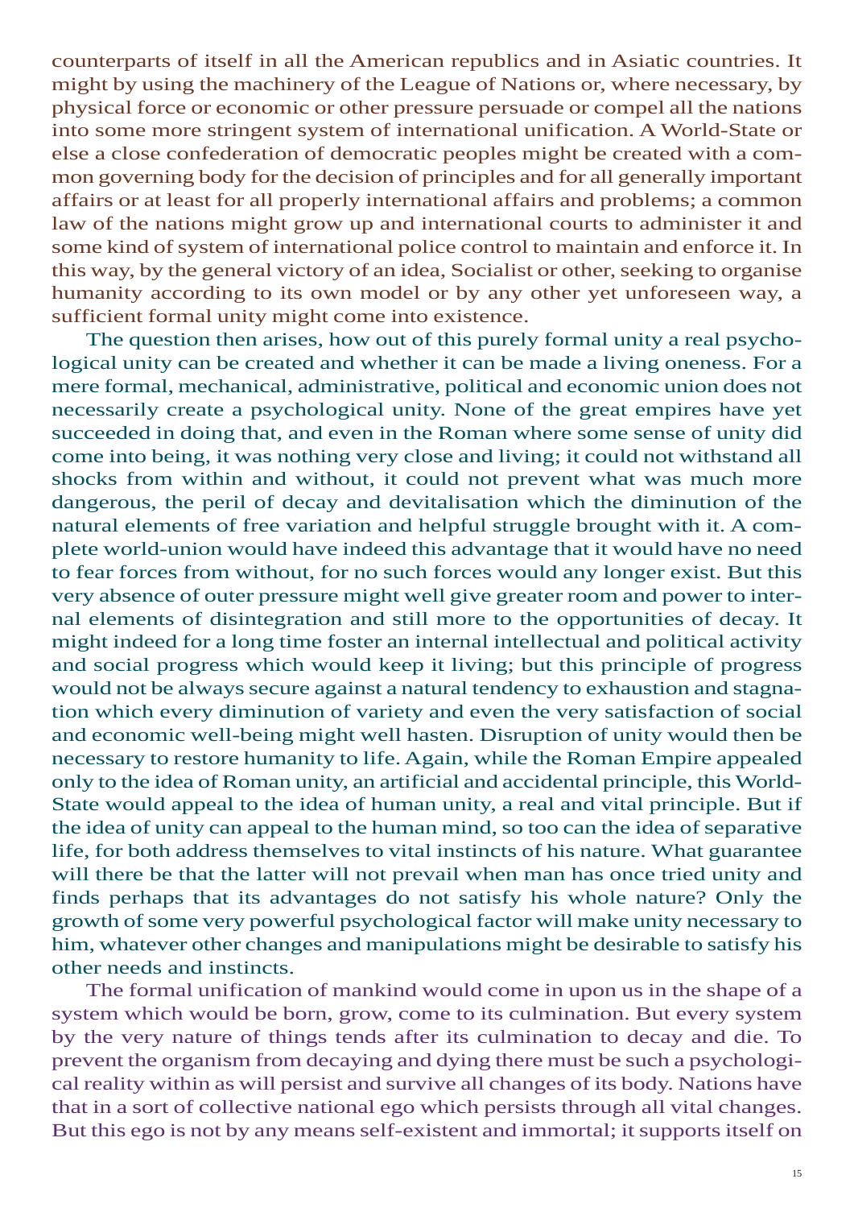counterparts of itself in all the American republics and in Asiatic countries. It might by using the machinery of the League of Nations or, where necessary, by physical force or economic or other pressure persuade or compel all the nations into some more stringent system of international unification. A World-State or else a close confederation of democratic peoples might be created with a common governing body for the decision of principles and for all generally important affairs or at least for all properly international affairs and problems; a common law of the nations might grow up and international courts to administer it and some kind of system of international police control to maintain and enforce it. In this way, by the general victory of an idea, Socialist or other, seeking to organise humanity according to its own model or by any other yet unforeseen way, a sufficient formal unity might come into existence.

The question then arises, how out of this purely formal unity a real psychological unity can be created and whether it can be made a living oneness. For a mere formal, mechanical, administrative, political and economic union does not necessarily create a psychological unity. None of the great empires have yet succeeded in doing that, and even in the Roman where some sense of unity did come into being, it was nothing very close and living; it could not withstand all shocks from within and without, it could not prevent what was much more dangerous, the peril of decay and devitalisation which the diminution of the natural elements of free variation and helpful struggle brought with it. A complete world-union would have indeed this advantage that it would have no need to fear forces from without, for no such forces would any longer exist. But this very absence of outer pressure might well give greater room and power to internal elements of disintegration and still more to the opportunities of decay. It might indeed for a long time foster an internal intellectual and political activity and social progress which would keep it living; but this principle of progress would not be always secure against a natural tendency to exhaustion and stagnation which every diminution of variety and even the very satisfaction of social and economic well-being might well hasten. Disruption of unity would then be necessary to restore humanity to life. Again, while the Roman Empire appealed only to the idea of Roman unity, an artificial and accidental principle, this World-State would appeal to the idea of human unity, a real and vital principle. But if the idea of unity can appeal to the human mind, so too can the idea of separative life, for both address themselves to vital instincts of his nature. What guarantee will there be that the latter will not prevail when man has once tried unity and finds perhaps that its advantages do not satisfy his whole nature? Only the growth of some very powerful psychological factor will make unity necessary to him, whatever other changes and manipulations might be desirable to satisfy his other needs and instincts.

The formal unification of mankind would come in upon us in the shape of a system which would be born, grow, come to its culmination. But every system by the very nature of things tends after its culmination to decay and die. To prevent the organism from decaying and dying there must be such a psychological reality within as will persist and survive all changes of its body. Nations have that in a sort of collective national ego which persists through all vital changes. But this ego is not by any means self-existent and immortal; it supports itself on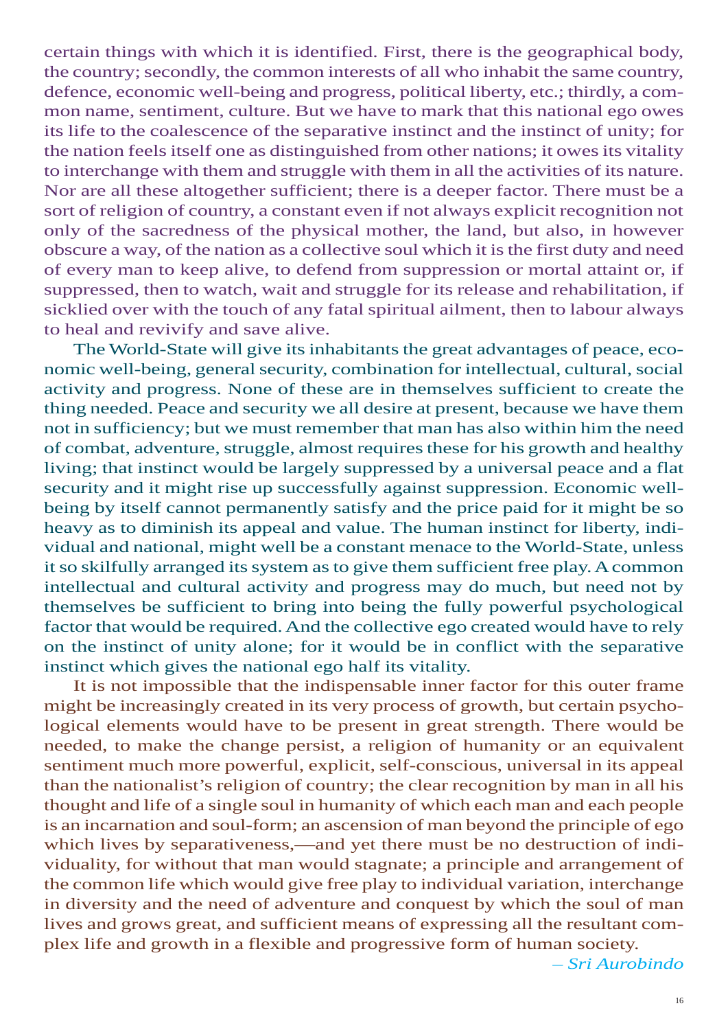certain things with which it is identified. First, there is the geographical body, the country; secondly, the common interests of all who inhabit the same country, defence, economic well-being and progress, political liberty, etc.; thirdly, a common name, sentiment, culture. But we have to mark that this national ego owes its life to the coalescence of the separative instinct and the instinct of unity; for the nation feels itself one as distinguished from other nations; it owes its vitality to interchange with them and struggle with them in all the activities of its nature. Nor are all these altogether sufficient; there is a deeper factor. There must be a sort of religion of country, a constant even if not always explicit recognition not only of the sacredness of the physical mother, the land, but also, in however obscure a way, of the nation as a collective soul which it is the first duty and need of every man to keep alive, to defend from suppression or mortal attaint or, if suppressed, then to watch, wait and struggle for its release and rehabilitation, if sicklied over with the touch of any fatal spiritual ailment, then to labour always to heal and revivify and save alive.

The World-State will give its inhabitants the great advantages of peace, economic well-being, general security, combination for intellectual, cultural, social activity and progress. None of these are in themselves sufficient to create the thing needed. Peace and security we all desire at present, because we have them not in sufficiency; but we must remember that man has also within him the need of combat, adventure, struggle, almost requires these for his growth and healthy living; that instinct would be largely suppressed by a universal peace and a flat security and it might rise up successfully against suppression. Economic well-being by itself cannot permanently satisfy and the price paid for it might be so heavy as to diminish its appeal and value. The human instinct for liberty, individual and national, might well be a constant menace to the World-State, unless it so skilfully arranged its system as to give them sufficient free play. A common intellectual and cultural activity and progress may do much, but need not by themselves be sufficient to bring into being the fully powerful psychological factor that would be required. And the collective ego created would have to rely on the instinct of unity alone; for it would be in conflict with the separative instinct which gives the national ego half its vitality.

It is not impossible that the indispensable inner factor for this outer frame might be increasingly created in its very process of growth, but certain psychological elements would have to be present in great strength. There would be needed, to make the change persist, a religion of humanity or an equivalent sentiment much more powerful, explicit, self-conscious, universal in its appeal than the nationalist's religion of country; the clear recognition by man in all his thought and life of a single soul in humanity of which each man and each people is an incarnation and soul-form; an ascension of man beyond the principle of ego which lives by separativeness,—and yet there must be no destruction of individuality, for without that man would stagnate; a principle and arrangement of the common life which would give free play to individual variation, interchange in diversity and the need of adventure and conquest by which the soul of man lives and grows great, and sufficient means of expressing all the resultant complex life and growth in a flexible and progressive form of human society.

*– Sri Aurobindo*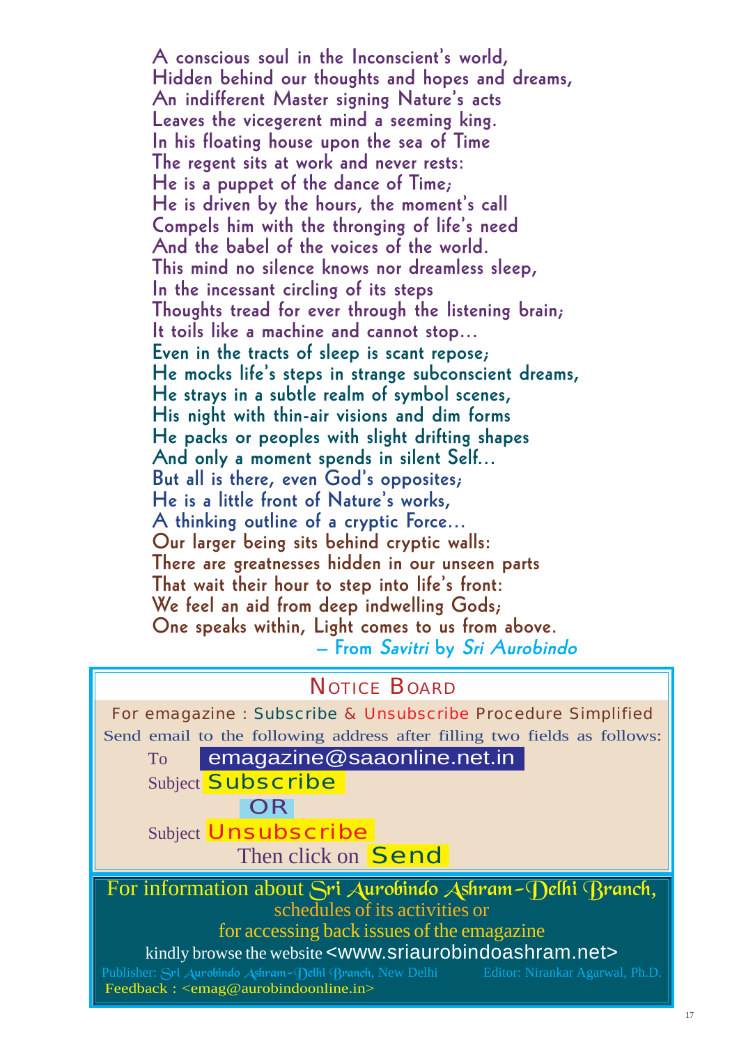A conscious soul in the Inconscient's world,
Hidden behind our thoughts and hopes and dreams,
An indifferent Master signing Nature's acts
Leaves the vicegerent mind a seeming king.
In his floating house upon the sea of Time
The regent sits at work and never rests:
He is a puppet of the dance of Time;
He is driven by the hours, the moment's call
Compels him with the thronging of life's need
And the babel of the voices of the world.
This mind no silence knows nor dreamless sleep,
In the incessant circling of its steps
Thoughts tread for ever through the listening brain;
It toils like a machine and cannot stop...
Even in the tracts of sleep is scant repose;
He mocks life's steps in strange subconscient dreams,
He strays in a subtle realm of symbol scenes,
His night with thin-air visions and dim forms
He packs or peoples with slight drifting shapes
And only a moment spends in silent Self...
But all is there, even God's opposites;
He is a little front of Nature's works,
A thinking outline of a cryptic Force...
Our larger being sits behind cryptic walls:
There are greatnesses hidden in our unseen parts
That wait their hour to step into life's front:
We feel an aid from deep indwelling Gods;
One speaks within, Light comes to us from above.

– From *Savitri* by *Sri Aurobindo*

## NOTICE BOARD

For emagazine : Subscribe & Unsubscribe Procedure Simplified

Send email to the following address after filling two fields as follows:

To emagazine@saaonline.net.in

Subject Subscribe

OR

Subject Unsubscribe

Then click on Send

For information about Sri Aurobindo Ashram-Delhi Branch, schedules of its activities or for accessing back issues of the emagazine kindly browse the website <www.sriaurobindoashram.net>

Publisher: Sri Aurobindo Ashram-Delhi Branch, New Delhi    Editor: Nirankar Agarwal, Ph.D.

Feedback : <emag@aurobindoonline.in>